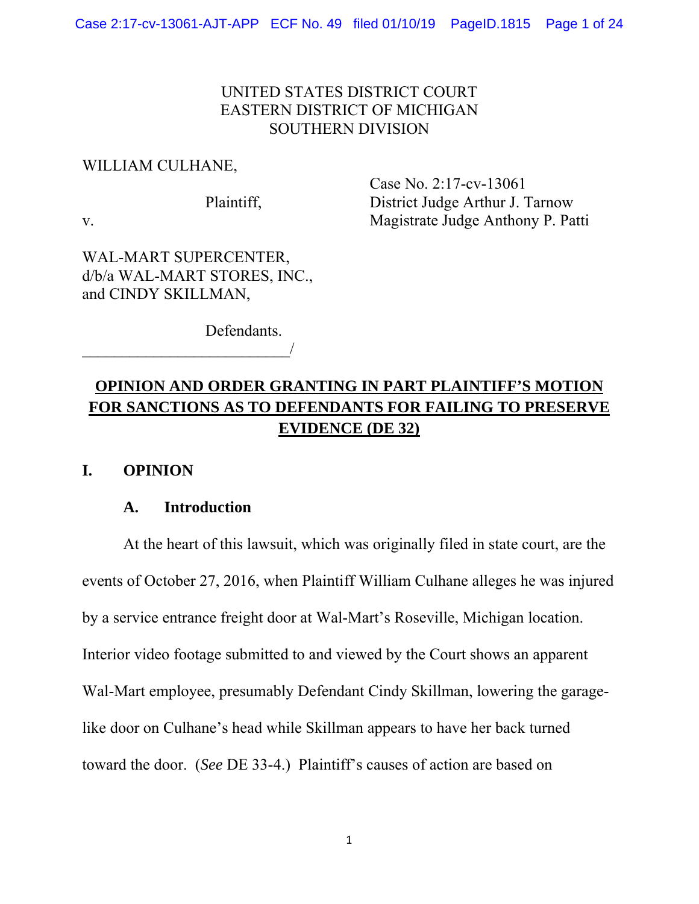UNITED STATES DISTRICT COURT
EASTERN DISTRICT OF MICHIGAN
SOUTHERN DIVISION

WILLIAM CULHANE,

Plaintiff,

v.

WAL-MART SUPERCENTER,
d/b/a WAL-MART STORES, INC.,
and CINDY SKILLMAN,

Defendants.
_____________________________/

Case No. 2:17-cv-13061
District Judge Arthur J. Tarnow
Magistrate Judge Anthony P. Patti

**OPINION AND ORDER GRANTING IN PART PLAINTIFF'S MOTION FOR SANCTIONS AS TO DEFENDANTS FOR FAILING TO PRESERVE EVIDENCE (DE 32)**

## I. OPINION

### A. Introduction

At the heart of this lawsuit, which was originally filed in state court, are the events of October 27, 2016, when Plaintiff William Culhane alleges he was injured by a service entrance freight door at Wal-Mart's Roseville, Michigan location. Interior video footage submitted to and viewed by the Court shows an apparent Wal-Mart employee, presumably Defendant Cindy Skillman, lowering the garage-like door on Culhane's head while Skillman appears to have her back turned toward the door. (*See* DE 33-4.) Plaintiff's causes of action are based on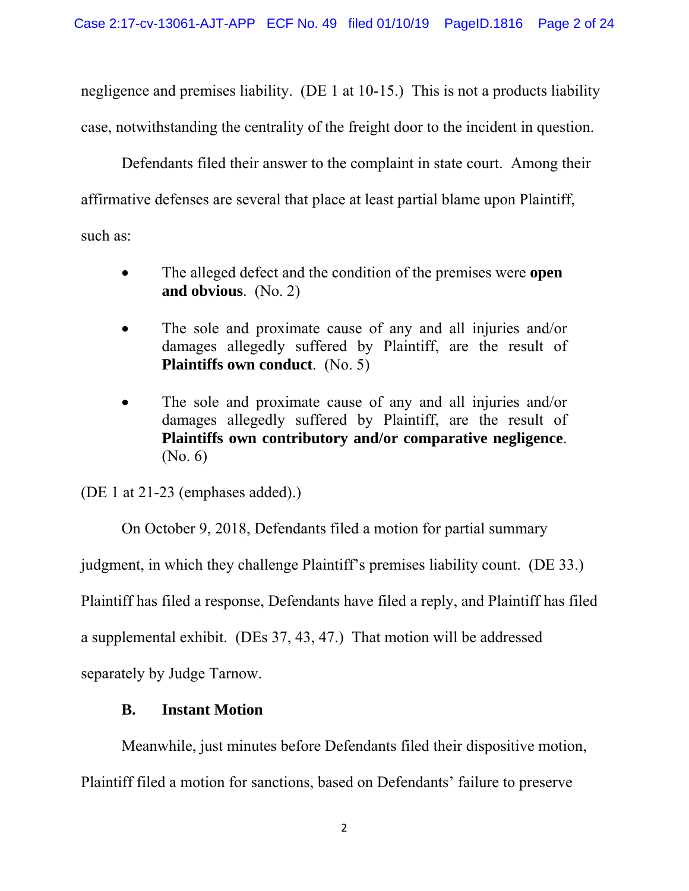negligence and premises liability. (DE 1 at 10-15.) This is not a products liability case, notwithstanding the centrality of the freight door to the incident in question.

Defendants filed their answer to the complaint in state court. Among their affirmative defenses are several that place at least partial blame upon Plaintiff, such as:

- The alleged defect and the condition of the premises were **open and obvious**. (No. 2)

- The sole and proximate cause of any and all injuries and/or damages allegedly suffered by Plaintiff, are the result of **Plaintiffs own conduct**. (No. 5)

- The sole and proximate cause of any and all injuries and/or damages allegedly suffered by Plaintiff, are the result of **Plaintiffs own contributory and/or comparative negligence**. (No. 6)

(DE 1 at 21-23 (emphases added).)

On October 9, 2018, Defendants filed a motion for partial summary judgment, in which they challenge Plaintiff's premises liability count. (DE 33.) Plaintiff has filed a response, Defendants have filed a reply, and Plaintiff has filed a supplemental exhibit. (DEs 37, 43, 47.) That motion will be addressed separately by Judge Tarnow.

### B. Instant Motion

Meanwhile, just minutes before Defendants filed their dispositive motion, Plaintiff filed a motion for sanctions, based on Defendants' failure to preserve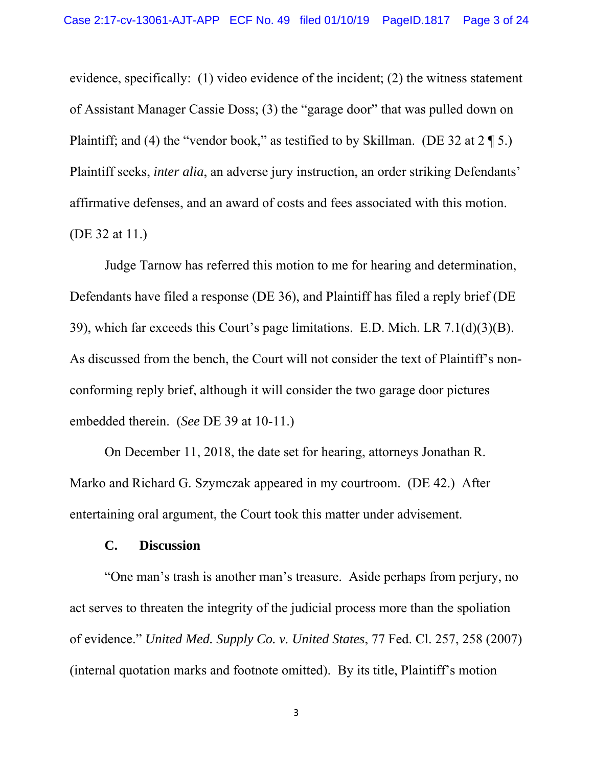evidence, specifically: (1) video evidence of the incident; (2) the witness statement of Assistant Manager Cassie Doss; (3) the "garage door" that was pulled down on Plaintiff; and (4) the "vendor book," as testified to by Skillman. (DE 32 at 2 ¶ 5.) Plaintiff seeks, *inter alia*, an adverse jury instruction, an order striking Defendants' affirmative defenses, and an award of costs and fees associated with this motion. (DE 32 at 11.)

Judge Tarnow has referred this motion to me for hearing and determination, Defendants have filed a response (DE 36), and Plaintiff has filed a reply brief (DE 39), which far exceeds this Court's page limitations. E.D. Mich. LR 7.1(d)(3)(B). As discussed from the bench, the Court will not consider the text of Plaintiff's non-conforming reply brief, although it will consider the two garage door pictures embedded therein. (*See* DE 39 at 10-11.)

On December 11, 2018, the date set for hearing, attorneys Jonathan R. Marko and Richard G. Szymczak appeared in my courtroom. (DE 42.) After entertaining oral argument, the Court took this matter under advisement.

### C. Discussion

"One man's trash is another man's treasure. Aside perhaps from perjury, no act serves to threaten the integrity of the judicial process more than the spoliation of evidence." *United Med. Supply Co. v. United States*, 77 Fed. Cl. 257, 258 (2007) (internal quotation marks and footnote omitted). By its title, Plaintiff's motion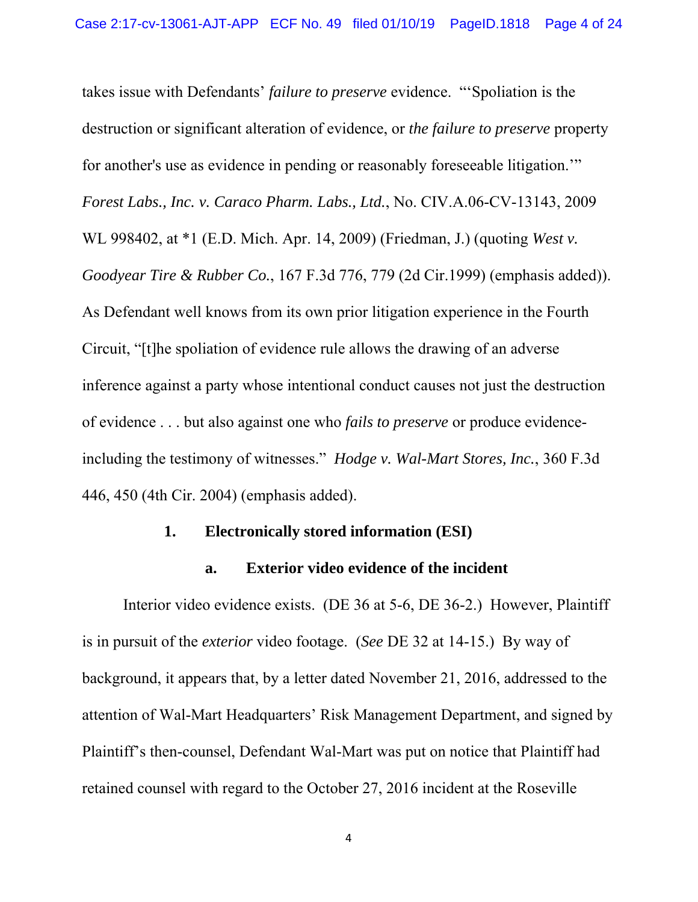takes issue with Defendants' *failure to preserve* evidence. "'Spoliation is the destruction or significant alteration of evidence, or *the failure to preserve* property for another's use as evidence in pending or reasonably foreseeable litigation.'" *Forest Labs., Inc. v. Caraco Pharm. Labs., Ltd.*, No. CIV.A.06-CV-13143, 2009 WL 998402, at *1 (E.D. Mich. Apr. 14, 2009) (Friedman, J.) (quoting *West v. Goodyear Tire & Rubber Co.*, 167 F.3d 776, 779 (2d Cir.1999) (emphasis added)). As Defendant well knows from its own prior litigation experience in the Fourth Circuit, "[t]he spoliation of evidence rule allows the drawing of an adverse inference against a party whose intentional conduct causes not just the destruction of evidence . . . but also against one who *fails to preserve* or produce evidence-including the testimony of witnesses." *Hodge v. Wal-Mart Stores, Inc.*, 360 F.3d 446, 450 (4th Cir. 2004) (emphasis added).

**1. Electronically stored information (ESI)**

**a. Exterior video evidence of the incident**

Interior video evidence exists. (DE 36 at 5-6, DE 36-2.) However, Plaintiff is in pursuit of the *exterior* video footage. (*See* DE 32 at 14-15.) By way of background, it appears that, by a letter dated November 21, 2016, addressed to the attention of Wal-Mart Headquarters' Risk Management Department, and signed by Plaintiff's then-counsel, Defendant Wal-Mart was put on notice that Plaintiff had retained counsel with regard to the October 27, 2016 incident at the Roseville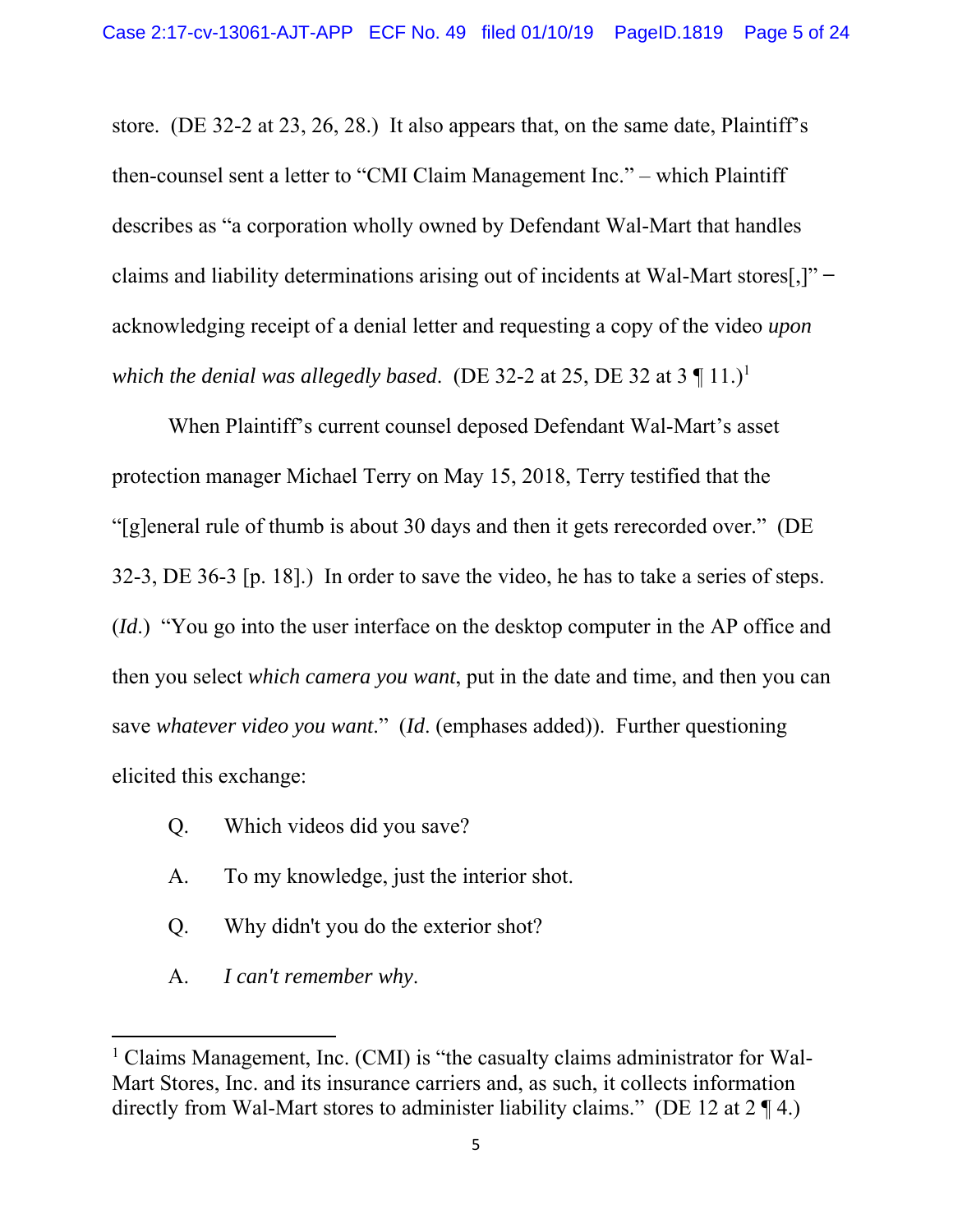store. (DE 32-2 at 23, 26, 28.) It also appears that, on the same date, Plaintiff's then-counsel sent a letter to "CMI Claim Management Inc." – which Plaintiff describes as "a corporation wholly owned by Defendant Wal-Mart that handles claims and liability determinations arising out of incidents at Wal-Mart stores[,]" – acknowledging receipt of a denial letter and requesting a copy of the video *upon which the denial was allegedly based*. (DE 32-2 at 25, DE 32 at 3 ¶ 11.)[1]

When Plaintiff's current counsel deposed Defendant Wal-Mart's asset protection manager Michael Terry on May 15, 2018, Terry testified that the "[g]eneral rule of thumb is about 30 days and then it gets rerecorded over." (DE 32-3, DE 36-3 [p. 18].) In order to save the video, he has to take a series of steps. (*Id*.) "You go into the user interface on the desktop computer in the AP office and then you select *which camera you want*, put in the date and time, and then you can save *whatever video you want*." (*Id*. (emphases added)). Further questioning elicited this exchange:

> Q. Which videos did you save?
>
> A. To my knowledge, just the interior shot.
>
> Q. Why didn't you do the exterior shot?
>
> A. *I can't remember why*.

---

[1] Claims Management, Inc. (CMI) is "the casualty claims administrator for Wal-Mart Stores, Inc. and its insurance carriers and, as such, it collects information directly from Wal-Mart stores to administer liability claims." (DE 12 at 2 ¶ 4.)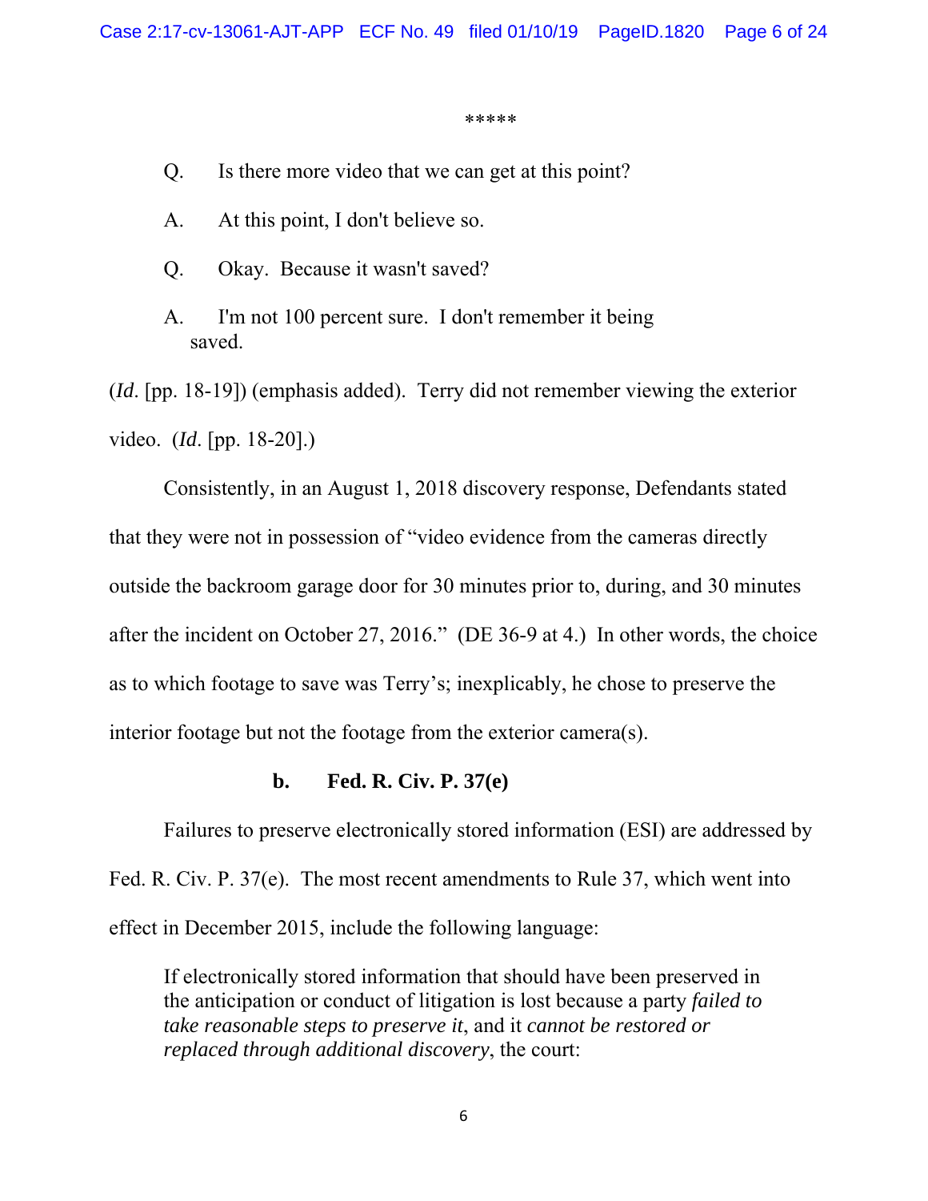\*\*\*\*\*

Q. Is there more video that we can get at this point?

A. At this point, I don't believe so.

Q. Okay. Because it wasn't saved?

A. I'm not 100 percent sure. I don't remember it being saved.

(*Id*. [pp. 18-19]) (emphasis added). Terry did not remember viewing the exterior video. (*Id*. [pp. 18-20].)

Consistently, in an August 1, 2018 discovery response, Defendants stated that they were not in possession of "video evidence from the cameras directly outside the backroom garage door for 30 minutes prior to, during, and 30 minutes after the incident on October 27, 2016." (DE 36-9 at 4.) In other words, the choice as to which footage to save was Terry's; inexplicably, he chose to preserve the interior footage but not the footage from the exterior camera(s).

### b. Fed. R. Civ. P. 37(e)

Failures to preserve electronically stored information (ESI) are addressed by Fed. R. Civ. P. 37(e). The most recent amendments to Rule 37, which went into effect in December 2015, include the following language:

> If electronically stored information that should have been preserved in the anticipation or conduct of litigation is lost because a party *failed to take reasonable steps to preserve it*, and it *cannot be restored or replaced through additional discovery*, the court: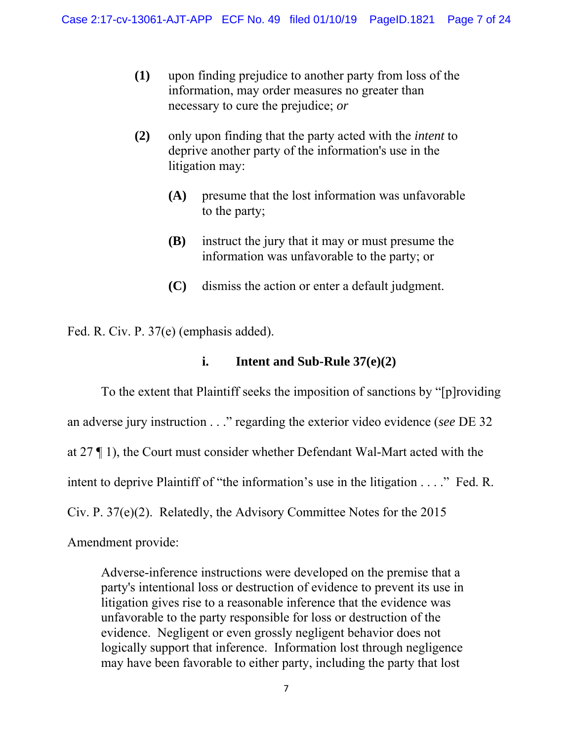**(1)** upon finding prejudice to another party from loss of the information, may order measures no greater than necessary to cure the prejudice; *or*

**(2)** only upon finding that the party acted with the *intent* to deprive another party of the information's use in the litigation may:

> **(A)** presume that the lost information was unfavorable to the party;
>
> **(B)** instruct the jury that it may or must presume the information was unfavorable to the party; or
>
> **(C)** dismiss the action or enter a default judgment.

Fed. R. Civ. P. 37(e) (emphasis added).

### i. Intent and Sub-Rule 37(e)(2)

To the extent that Plaintiff seeks the imposition of sanctions by "[p]roviding an adverse jury instruction . . ." regarding the exterior video evidence (*see* DE 32 at 27 ¶ 1), the Court must consider whether Defendant Wal-Mart acted with the intent to deprive Plaintiff of "the information's use in the litigation . . . ." Fed. R. Civ. P. 37(e)(2). Relatedly, the Advisory Committee Notes for the 2015 Amendment provide:

> Adverse-inference instructions were developed on the premise that a party's intentional loss or destruction of evidence to prevent its use in litigation gives rise to a reasonable inference that the evidence was unfavorable to the party responsible for loss or destruction of the evidence. Negligent or even grossly negligent behavior does not logically support that inference. Information lost through negligence may have been favorable to either party, including the party that lost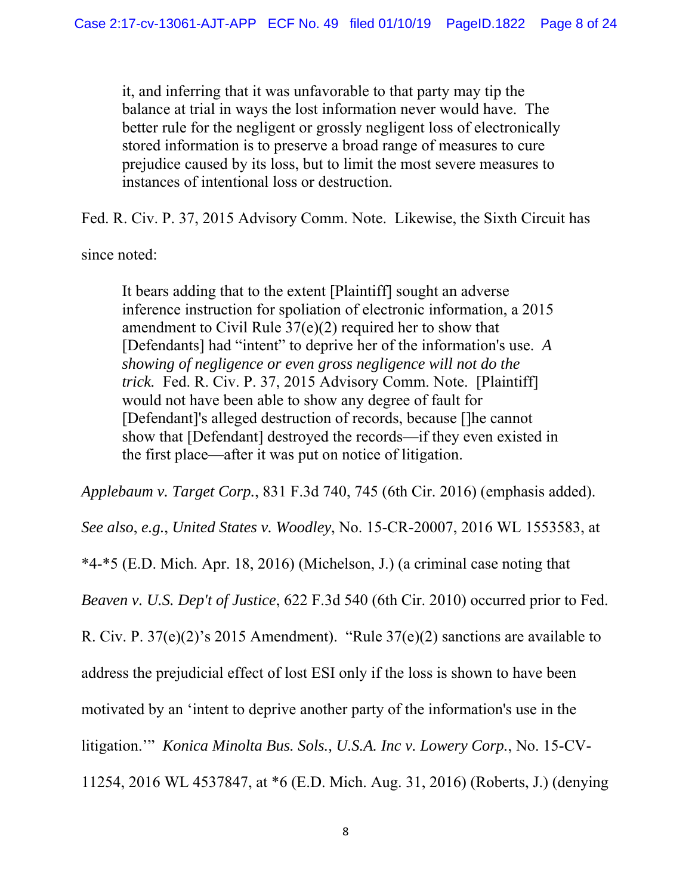> it, and inferring that it was unfavorable to that party may tip the balance at trial in ways the lost information never would have. The better rule for the negligent or grossly negligent loss of electronically stored information is to preserve a broad range of measures to cure prejudice caused by its loss, but to limit the most severe measures to instances of intentional loss or destruction.

Fed. R. Civ. P. 37, 2015 Advisory Comm. Note. Likewise, the Sixth Circuit has since noted:

> It bears adding that to the extent [Plaintiff] sought an adverse inference instruction for spoliation of electronic information, a 2015 amendment to Civil Rule 37(e)(2) required her to show that [Defendants] had "intent" to deprive her of the information's use. *A showing of negligence or even gross negligence will not do the trick.* Fed. R. Civ. P. 37, 2015 Advisory Comm. Note. [Plaintiff] would not have been able to show any degree of fault for [Defendant]'s alleged destruction of records, because []he cannot show that [Defendant] destroyed the records—if they even existed in the first place—after it was put on notice of litigation.

*Applebaum v. Target Corp.*, 831 F.3d 740, 745 (6th Cir. 2016) (emphasis added). *See also*, *e.g.*, *United States v. Woodley*, No. 15-CR-20007, 2016 WL 1553583, at *4-*5 (E.D. Mich. Apr. 18, 2016) (Michelson, J.) (a criminal case noting that *Beaven v. U.S. Dep't of Justice*, 622 F.3d 540 (6th Cir. 2010) occurred prior to Fed. R. Civ. P. 37(e)(2)'s 2015 Amendment). "Rule 37(e)(2) sanctions are available to address the prejudicial effect of lost ESI only if the loss is shown to have been motivated by an 'intent to deprive another party of the information's use in the litigation.'" *Konica Minolta Bus. Sols., U.S.A. Inc v. Lowery Corp.*, No. 15-CV-11254, 2016 WL 4537847, at *6 (E.D. Mich. Aug. 31, 2016) (Roberts, J.) (denying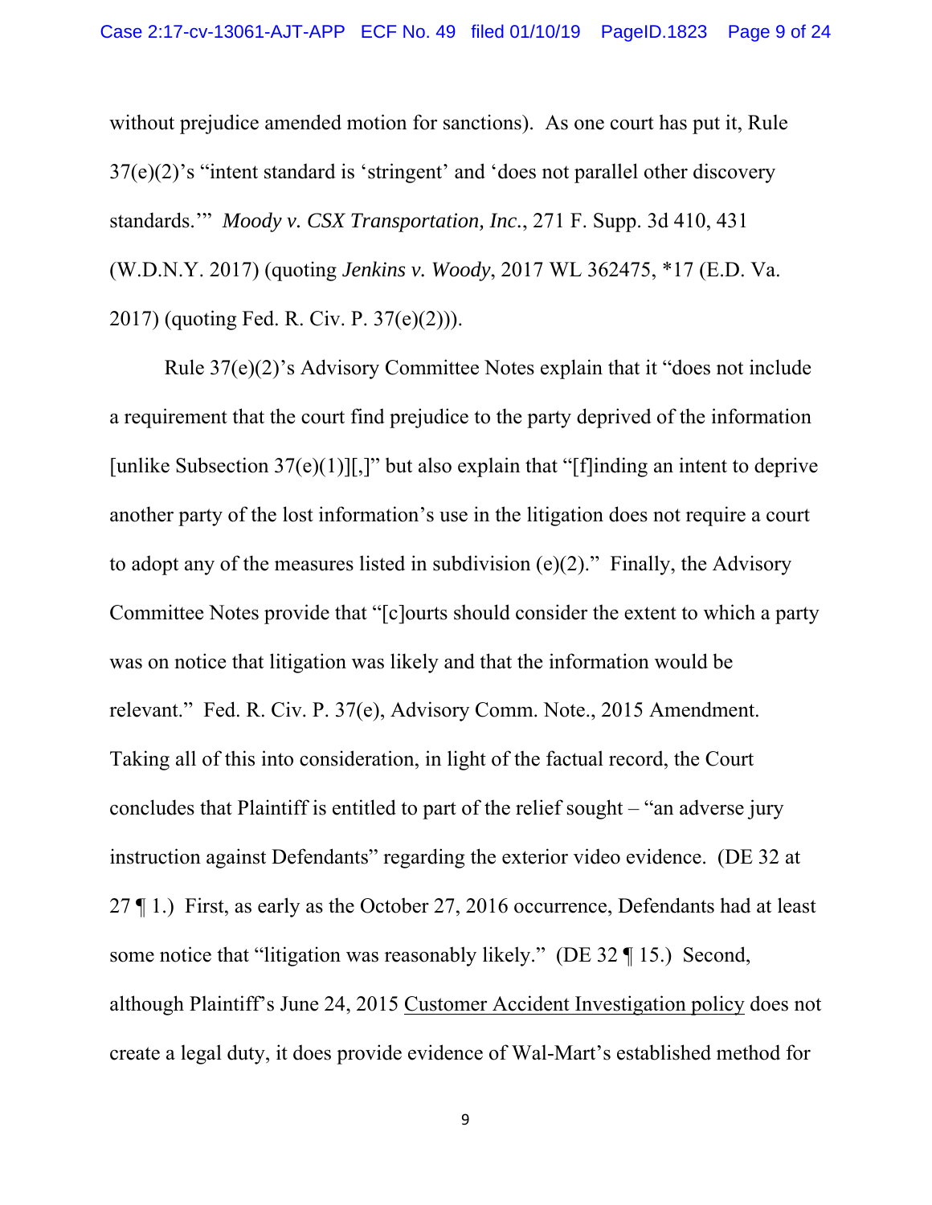without prejudice amended motion for sanctions). As one court has put it, Rule 37(e)(2)'s "intent standard is 'stringent' and 'does not parallel other discovery standards.'" *Moody v. CSX Transportation, Inc.*, 271 F. Supp. 3d 410, 431 (W.D.N.Y. 2017) (quoting *Jenkins v. Woody*, 2017 WL 362475, *17 (E.D. Va. 2017) (quoting Fed. R. Civ. P. 37(e)(2))).

Rule 37(e)(2)'s Advisory Committee Notes explain that it "does not include a requirement that the court find prejudice to the party deprived of the information [unlike Subsection 37(e)(1)][,]" but also explain that "[f]inding an intent to deprive another party of the lost information's use in the litigation does not require a court to adopt any of the measures listed in subdivision (e)(2)." Finally, the Advisory Committee Notes provide that "[c]ourts should consider the extent to which a party was on notice that litigation was likely and that the information would be relevant." Fed. R. Civ. P. 37(e), Advisory Comm. Note., 2015 Amendment. Taking all of this into consideration, in light of the factual record, the Court concludes that Plaintiff is entitled to part of the relief sought – "an adverse jury instruction against Defendants" regarding the exterior video evidence. (DE 32 at 27 ¶ 1.) First, as early as the October 27, 2016 occurrence, Defendants had at least some notice that "litigation was reasonably likely." (DE 32 ¶ 15.) Second, although Plaintiff's June 24, 2015 Customer Accident Investigation policy does not create a legal duty, it does provide evidence of Wal-Mart's established method for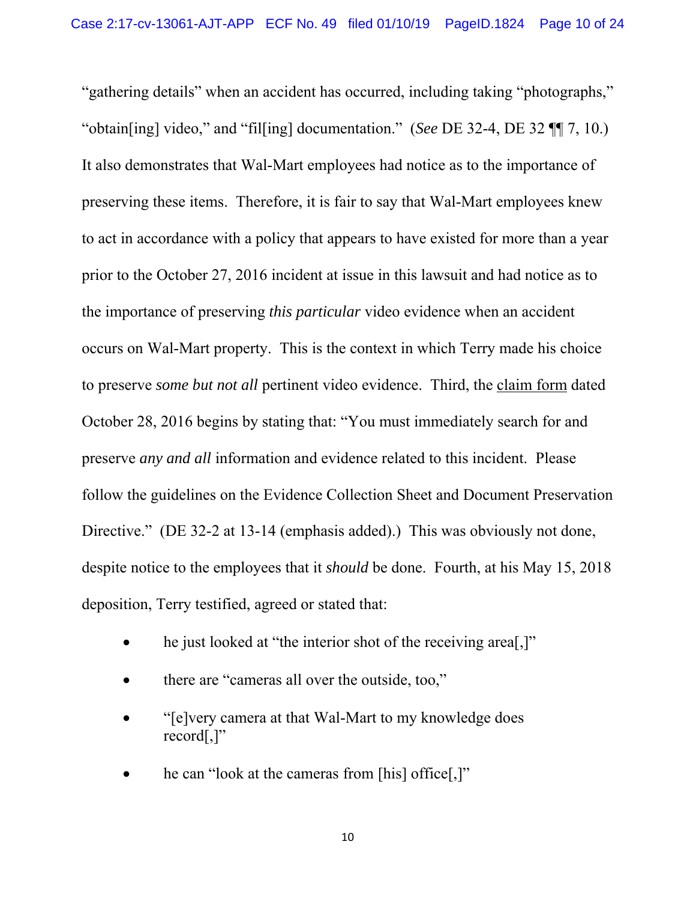"gathering details" when an accident has occurred, including taking "photographs," "obtain[ing] video," and "fil[ing] documentation." (*See* DE 32-4, DE 32 ¶¶ 7, 10.) It also demonstrates that Wal-Mart employees had notice as to the importance of preserving these items. Therefore, it is fair to say that Wal-Mart employees knew to act in accordance with a policy that appears to have existed for more than a year prior to the October 27, 2016 incident at issue in this lawsuit and had notice as to the importance of preserving *this particular* video evidence when an accident occurs on Wal-Mart property. This is the context in which Terry made his choice to preserve *some but not all* pertinent video evidence. Third, the <u>claim form</u> dated October 28, 2016 begins by stating that: "You must immediately search for and preserve *any and all* information and evidence related to this incident. Please follow the guidelines on the Evidence Collection Sheet and Document Preservation Directive." (DE 32-2 at 13-14 (emphasis added).) This was obviously not done, despite notice to the employees that it *should* be done. Fourth, at his May 15, 2018 deposition, Terry testified, agreed or stated that:

- he just looked at "the interior shot of the receiving area[,]"
- there are "cameras all over the outside, too,"
- "[e]very camera at that Wal-Mart to my knowledge does record[,]"
- he can "look at the cameras from [his] office[,]"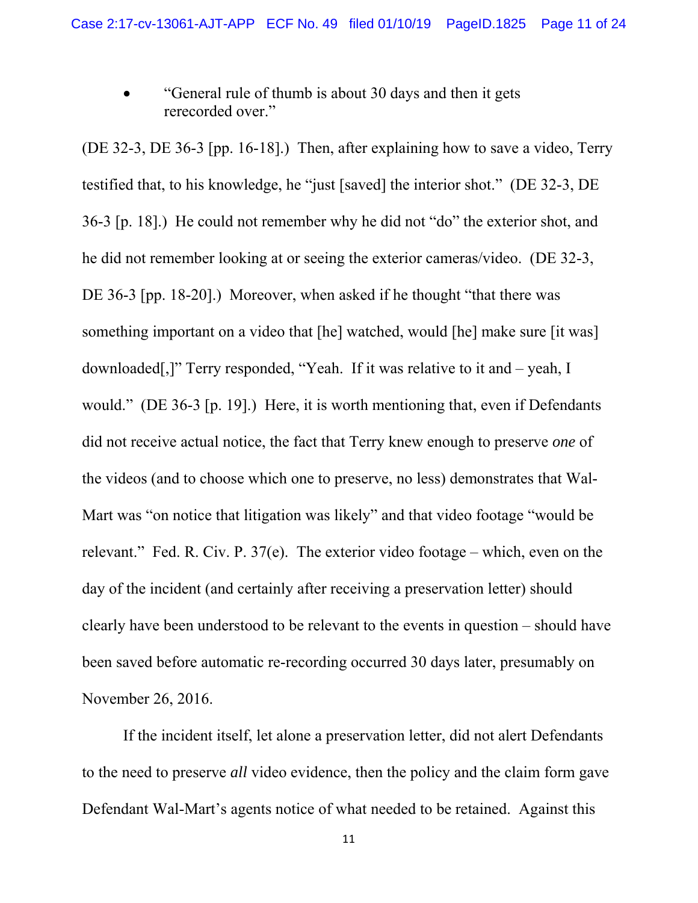- "General rule of thumb is about 30 days and then it gets rerecorded over."

(DE 32-3, DE 36-3 [pp. 16-18].) Then, after explaining how to save a video, Terry testified that, to his knowledge, he "just [saved] the interior shot." (DE 32-3, DE 36-3 [p. 18].) He could not remember why he did not "do" the exterior shot, and he did not remember looking at or seeing the exterior cameras/video. (DE 32-3, DE 36-3 [pp. 18-20].) Moreover, when asked if he thought "that there was something important on a video that [he] watched, would [he] make sure [it was] downloaded[,]" Terry responded, "Yeah. If it was relative to it and – yeah, I would." (DE 36-3 [p. 19].) Here, it is worth mentioning that, even if Defendants did not receive actual notice, the fact that Terry knew enough to preserve *one* of the videos (and to choose which one to preserve, no less) demonstrates that Wal-Mart was "on notice that litigation was likely" and that video footage "would be relevant." Fed. R. Civ. P. 37(e). The exterior video footage – which, even on the day of the incident (and certainly after receiving a preservation letter) should clearly have been understood to be relevant to the events in question – should have been saved before automatic re-recording occurred 30 days later, presumably on November 26, 2016.

If the incident itself, let alone a preservation letter, did not alert Defendants to the need to preserve *all* video evidence, then the policy and the claim form gave Defendant Wal-Mart's agents notice of what needed to be retained. Against this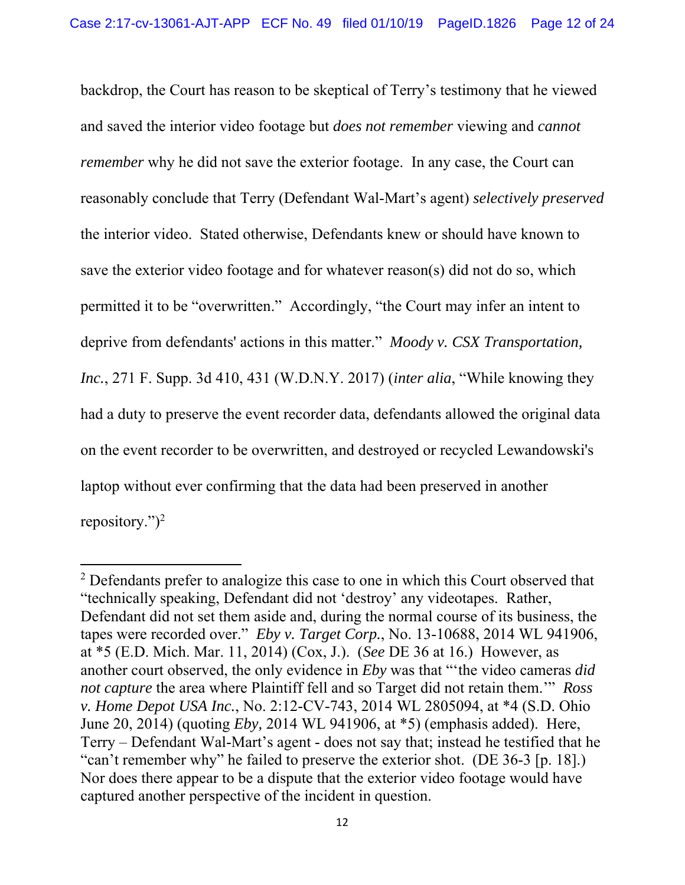backdrop, the Court has reason to be skeptical of Terry's testimony that he viewed and saved the interior video footage but *does not remember* viewing and *cannot remember* why he did not save the exterior footage. In any case, the Court can reasonably conclude that Terry (Defendant Wal-Mart's agent) *selectively preserved* the interior video. Stated otherwise, Defendants knew or should have known to save the exterior video footage and for whatever reason(s) did not do so, which permitted it to be "overwritten." Accordingly, "the Court may infer an intent to deprive from defendants' actions in this matter." *Moody v. CSX Transportation, Inc.*, 271 F. Supp. 3d 410, 431 (W.D.N.Y. 2017) (*inter alia*, "While knowing they had a duty to preserve the event recorder data, defendants allowed the original data on the event recorder to be overwritten, and destroyed or recycled Lewandowski's laptop without ever confirming that the data had been preserved in another repository.")[2]

---

[2] Defendants prefer to analogize this case to one in which this Court observed that "technically speaking, Defendant did not 'destroy' any videotapes. Rather, Defendant did not set them aside and, during the normal course of its business, the tapes were recorded over." *Eby v. Target Corp.*, No. 13-10688, 2014 WL 941906, at *5 (E.D. Mich. Mar. 11, 2014) (Cox, J.). (*See* DE 36 at 16.) However, as another court observed, the only evidence in *Eby* was that "'the video cameras *did not capture* the area where Plaintiff fell and so Target did not retain them.'" *Ross v. Home Depot USA Inc.*, No. 2:12-CV-743, 2014 WL 2805094, at *4 (S.D. Ohio June 20, 2014) (quoting *Eby,* 2014 WL 941906, at *5) (emphasis added). Here, Terry – Defendant Wal-Mart's agent - does not say that; instead he testified that he "can't remember why" he failed to preserve the exterior shot. (DE 36-3 [p. 18].) Nor does there appear to be a dispute that the exterior video footage would have captured another perspective of the incident in question.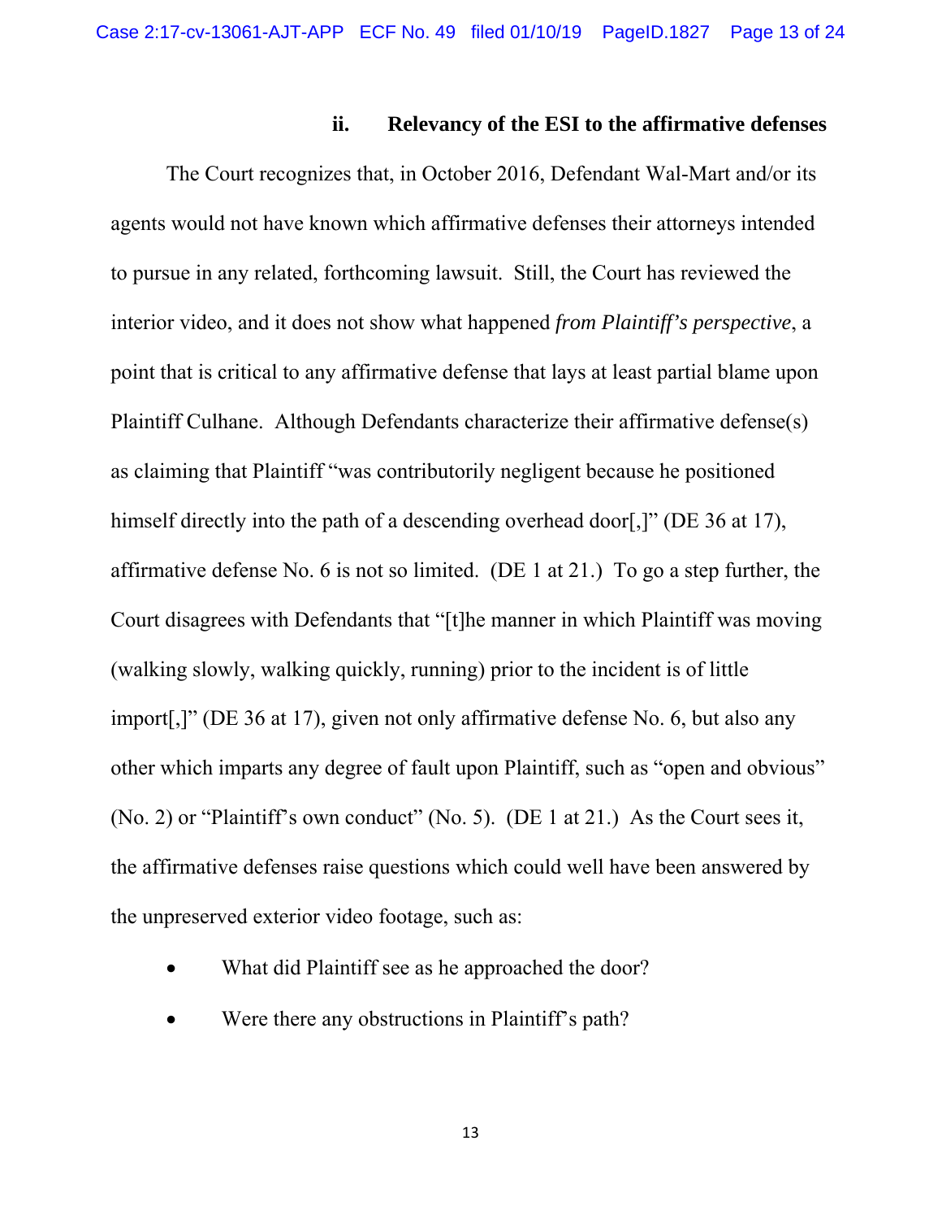### ii. Relevancy of the ESI to the affirmative defenses

The Court recognizes that, in October 2016, Defendant Wal-Mart and/or its agents would not have known which affirmative defenses their attorneys intended to pursue in any related, forthcoming lawsuit. Still, the Court has reviewed the interior video, and it does not show what happened *from Plaintiff's perspective*, a point that is critical to any affirmative defense that lays at least partial blame upon Plaintiff Culhane. Although Defendants characterize their affirmative defense(s) as claiming that Plaintiff "was contributorily negligent because he positioned himself directly into the path of a descending overhead door[,]" (DE 36 at 17), affirmative defense No. 6 is not so limited. (DE 1 at 21.) To go a step further, the Court disagrees with Defendants that "[t]he manner in which Plaintiff was moving (walking slowly, walking quickly, running) prior to the incident is of little import[,]" (DE 36 at 17), given not only affirmative defense No. 6, but also any other which imparts any degree of fault upon Plaintiff, such as "open and obvious" (No. 2) or "Plaintiff's own conduct" (No. 5). (DE 1 at 21.) As the Court sees it, the affirmative defenses raise questions which could well have been answered by the unpreserved exterior video footage, such as:

- What did Plaintiff see as he approached the door?
- Were there any obstructions in Plaintiff's path?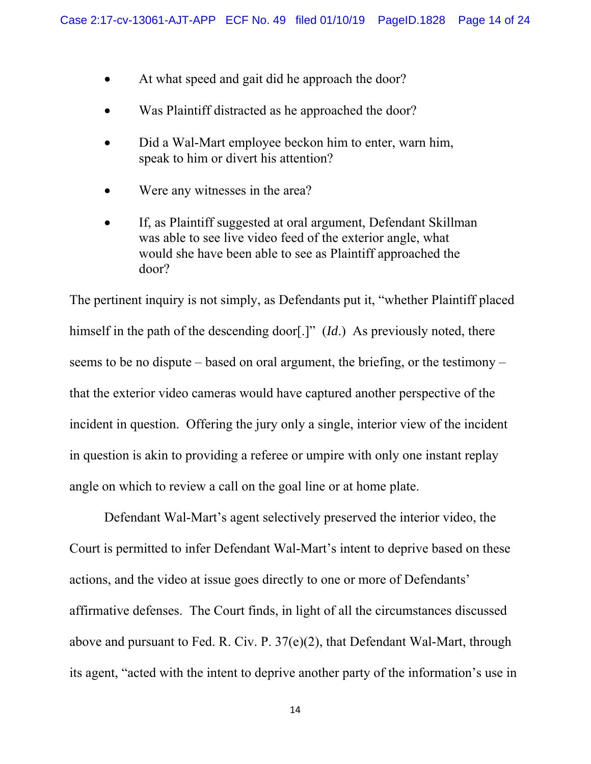- At what speed and gait did he approach the door?
- Was Plaintiff distracted as he approached the door?
- Did a Wal-Mart employee beckon him to enter, warn him, speak to him or divert his attention?
- Were any witnesses in the area?
- If, as Plaintiff suggested at oral argument, Defendant Skillman was able to see live video feed of the exterior angle, what would she have been able to see as Plaintiff approached the door?

The pertinent inquiry is not simply, as Defendants put it, "whether Plaintiff placed himself in the path of the descending door[.]" (*Id*.) As previously noted, there seems to be no dispute – based on oral argument, the briefing, or the testimony – that the exterior video cameras would have captured another perspective of the incident in question. Offering the jury only a single, interior view of the incident in question is akin to providing a referee or umpire with only one instant replay angle on which to review a call on the goal line or at home plate.

Defendant Wal-Mart's agent selectively preserved the interior video, the Court is permitted to infer Defendant Wal-Mart's intent to deprive based on these actions, and the video at issue goes directly to one or more of Defendants' affirmative defenses. The Court finds, in light of all the circumstances discussed above and pursuant to Fed. R. Civ. P. 37(e)(2), that Defendant Wal-Mart, through its agent, "acted with the intent to deprive another party of the information's use in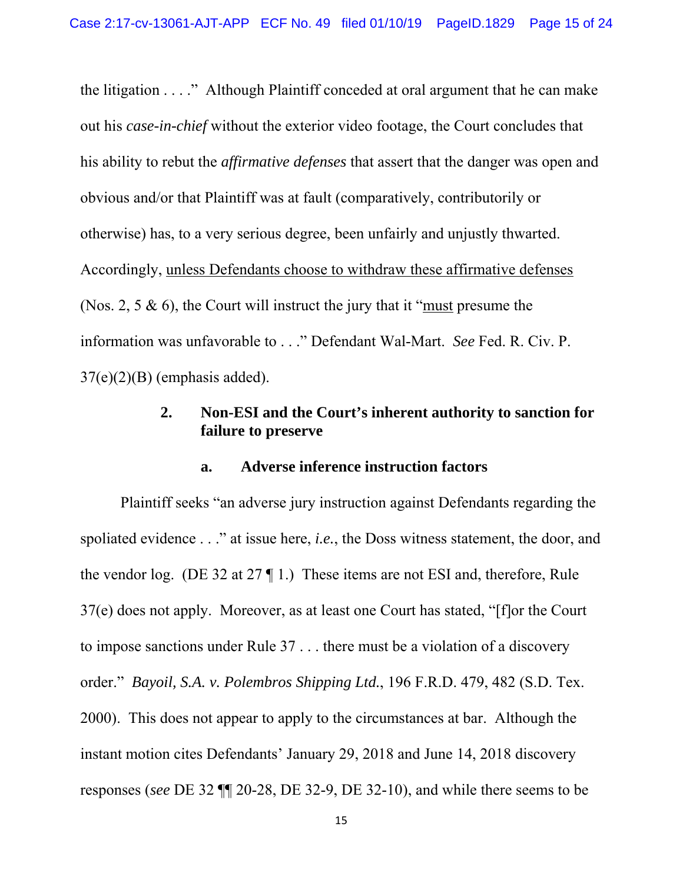the litigation . . . ." Although Plaintiff conceded at oral argument that he can make out his *case-in-chief* without the exterior video footage, the Court concludes that his ability to rebut the *affirmative defenses* that assert that the danger was open and obvious and/or that Plaintiff was at fault (comparatively, contributorily or otherwise) has, to a very serious degree, been unfairly and unjustly thwarted. Accordingly, <u>unless Defendants choose to withdraw these affirmative defenses</u> (Nos. 2, 5 & 6), the Court will instruct the jury that it "<u>must</u> presume the information was unfavorable to . . ." Defendant Wal-Mart. *See* Fed. R. Civ. P. 37(e)(2)(B) (emphasis added).

#### 2. Non-ESI and the Court's inherent authority to sanction for failure to preserve

##### a. Adverse inference instruction factors

Plaintiff seeks "an adverse jury instruction against Defendants regarding the spoliated evidence . . ." at issue here, *i.e.*, the Doss witness statement, the door, and the vendor log. (DE 32 at 27 ¶ 1.) These items are not ESI and, therefore, Rule 37(e) does not apply. Moreover, as at least one Court has stated, "[f]or the Court to impose sanctions under Rule 37 . . . there must be a violation of a discovery order." *Bayoil, S.A. v. Polembros Shipping Ltd.*, 196 F.R.D. 479, 482 (S.D. Tex. 2000). This does not appear to apply to the circumstances at bar. Although the instant motion cites Defendants' January 29, 2018 and June 14, 2018 discovery responses (*see* DE 32 ¶¶ 20-28, DE 32-9, DE 32-10), and while there seems to be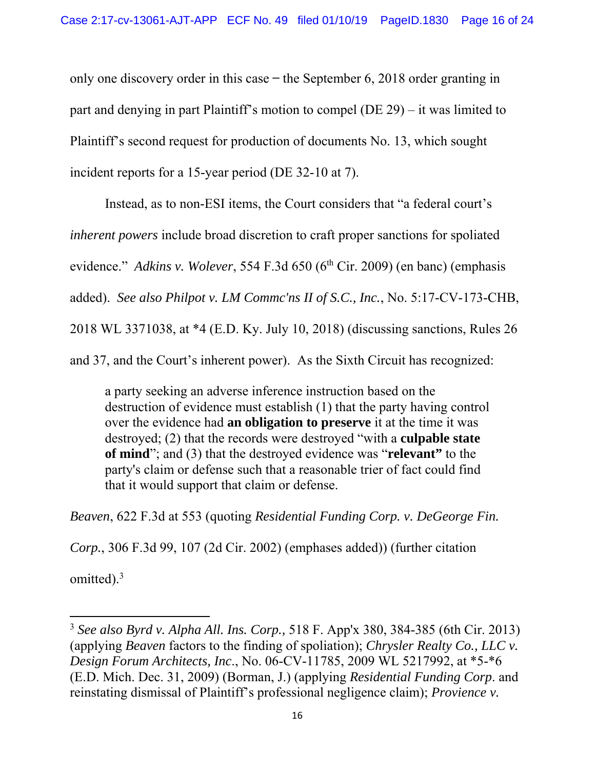only one discovery order in this case ‒ the September 6, 2018 order granting in part and denying in part Plaintiff's motion to compel (DE 29) – it was limited to Plaintiff's second request for production of documents No. 13, which sought incident reports for a 15-year period (DE 32-10 at 7).

Instead, as to non-ESI items, the Court considers that "a federal court's *inherent powers* include broad discretion to craft proper sanctions for spoliated evidence." *Adkins v. Wolever*, 554 F.3d 650 (6th Cir. 2009) (en banc) (emphasis added). *See also Philpot v. LM Commc'ns II of S.C., Inc.*, No. 5:17-CV-173-CHB, 2018 WL 3371038, at *4 (E.D. Ky. July 10, 2018) (discussing sanctions, Rules 26 and 37, and the Court's inherent power). As the Sixth Circuit has recognized:

> a party seeking an adverse inference instruction based on the destruction of evidence must establish (1) that the party having control over the evidence had **an obligation to preserve** it at the time it was destroyed; (2) that the records were destroyed "with a **culpable state of mind**"; and (3) that the destroyed evidence was "**relevant"** to the party's claim or defense such that a reasonable trier of fact could find that it would support that claim or defense.

*Beaven*, 622 F.3d at 553 (quoting *Residential Funding Corp. v. DeGeorge Fin. Corp.*, 306 F.3d 99, 107 (2d Cir. 2002) (emphases added)) (further citation omitted).[3]

---

[3] *See also Byrd v. Alpha All. Ins. Corp.,* 518 F. App'x 380, 384-385 (6th Cir. 2013) (applying *Beaven* factors to the finding of spoliation); *Chrysler Realty Co., LLC v. Design Forum Architects, Inc*., No. 06-CV-11785, 2009 WL 5217992, at *5-*6 (E.D. Mich. Dec. 31, 2009) (Borman, J.) (applying *Residential Funding Corp*. and reinstating dismissal of Plaintiff's professional negligence claim); *Provience v.*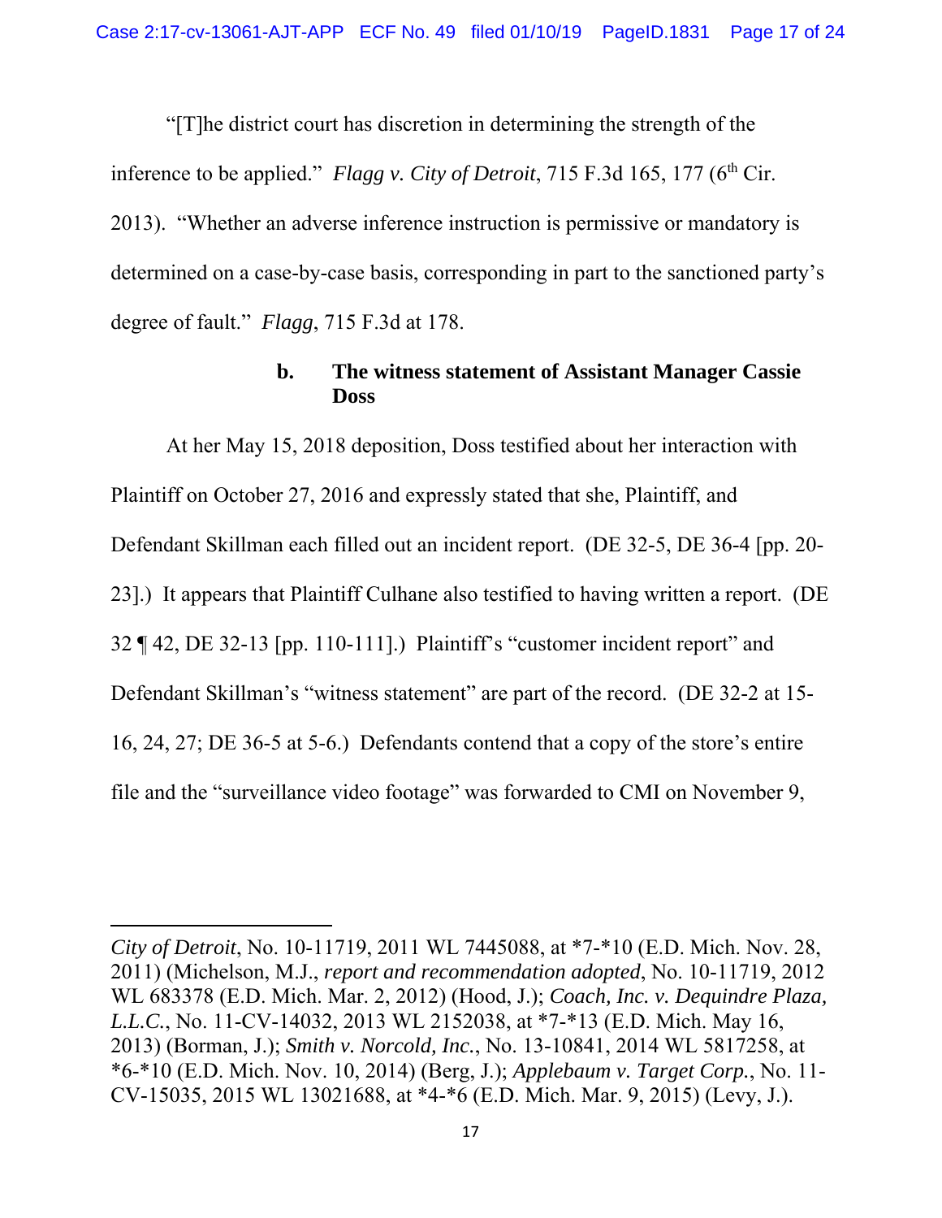"[T]he district court has discretion in determining the strength of the inference to be applied." *Flagg v. City of Detroit*, 715 F.3d 165, 177 (6th Cir. 2013). "Whether an adverse inference instruction is permissive or mandatory is determined on a case-by-case basis, corresponding in part to the sanctioned party's degree of fault." *Flagg*, 715 F.3d at 178.

**b. The witness statement of Assistant Manager Cassie Doss**

At her May 15, 2018 deposition, Doss testified about her interaction with Plaintiff on October 27, 2016 and expressly stated that she, Plaintiff, and Defendant Skillman each filled out an incident report. (DE 32-5, DE 36-4 [pp. 20-23].) It appears that Plaintiff Culhane also testified to having written a report. (DE 32 ¶ 42, DE 32-13 [pp. 110-111].) Plaintiff's "customer incident report" and Defendant Skillman's "witness statement" are part of the record. (DE 32-2 at 15-16, 24, 27; DE 36-5 at 5-6.) Defendants contend that a copy of the store's entire file and the "surveillance video footage" was forwarded to CMI on November 9,

---

*City of Detroit*, No. 10-11719, 2011 WL 7445088, at *7-*10 (E.D. Mich. Nov. 28, 2011) (Michelson, M.J., *report and recommendation adopted*, No. 10-11719, 2012 WL 683378 (E.D. Mich. Mar. 2, 2012) (Hood, J.); *Coach, Inc. v. Dequindre Plaza, L.L.C.*, No. 11-CV-14032, 2013 WL 2152038, at *7-*13 (E.D. Mich. May 16, 2013) (Borman, J.); *Smith v. Norcold, Inc.*, No. 13-10841, 2014 WL 5817258, at *6-*10 (E.D. Mich. Nov. 10, 2014) (Berg, J.); *Applebaum v. Target Corp.*, No. 11-CV-15035, 2015 WL 13021688, at *4-*6 (E.D. Mich. Mar. 9, 2015) (Levy, J.).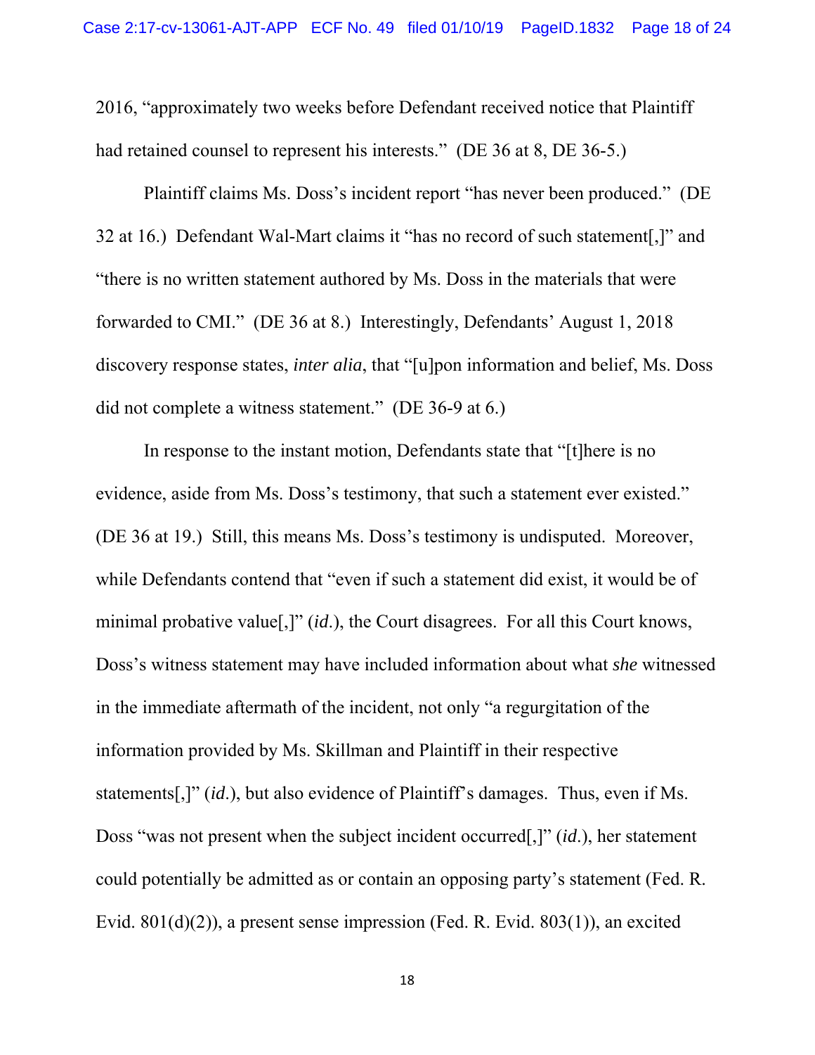2016, "approximately two weeks before Defendant received notice that Plaintiff had retained counsel to represent his interests." (DE 36 at 8, DE 36-5.)

Plaintiff claims Ms. Doss's incident report "has never been produced." (DE 32 at 16.) Defendant Wal-Mart claims it "has no record of such statement[,]" and "there is no written statement authored by Ms. Doss in the materials that were forwarded to CMI." (DE 36 at 8.) Interestingly, Defendants' August 1, 2018 discovery response states, *inter alia*, that "[u]pon information and belief, Ms. Doss did not complete a witness statement." (DE 36-9 at 6.)

In response to the instant motion, Defendants state that "[t]here is no evidence, aside from Ms. Doss's testimony, that such a statement ever existed." (DE 36 at 19.) Still, this means Ms. Doss's testimony is undisputed. Moreover, while Defendants contend that "even if such a statement did exist, it would be of minimal probative value[,]" (*id*.), the Court disagrees. For all this Court knows, Doss's witness statement may have included information about what *she* witnessed in the immediate aftermath of the incident, not only "a regurgitation of the information provided by Ms. Skillman and Plaintiff in their respective statements[,]" (*id*.), but also evidence of Plaintiff's damages. Thus, even if Ms. Doss "was not present when the subject incident occurred[,]" (*id*.), her statement could potentially be admitted as or contain an opposing party's statement (Fed. R. Evid. 801(d)(2)), a present sense impression (Fed. R. Evid. 803(1)), an excited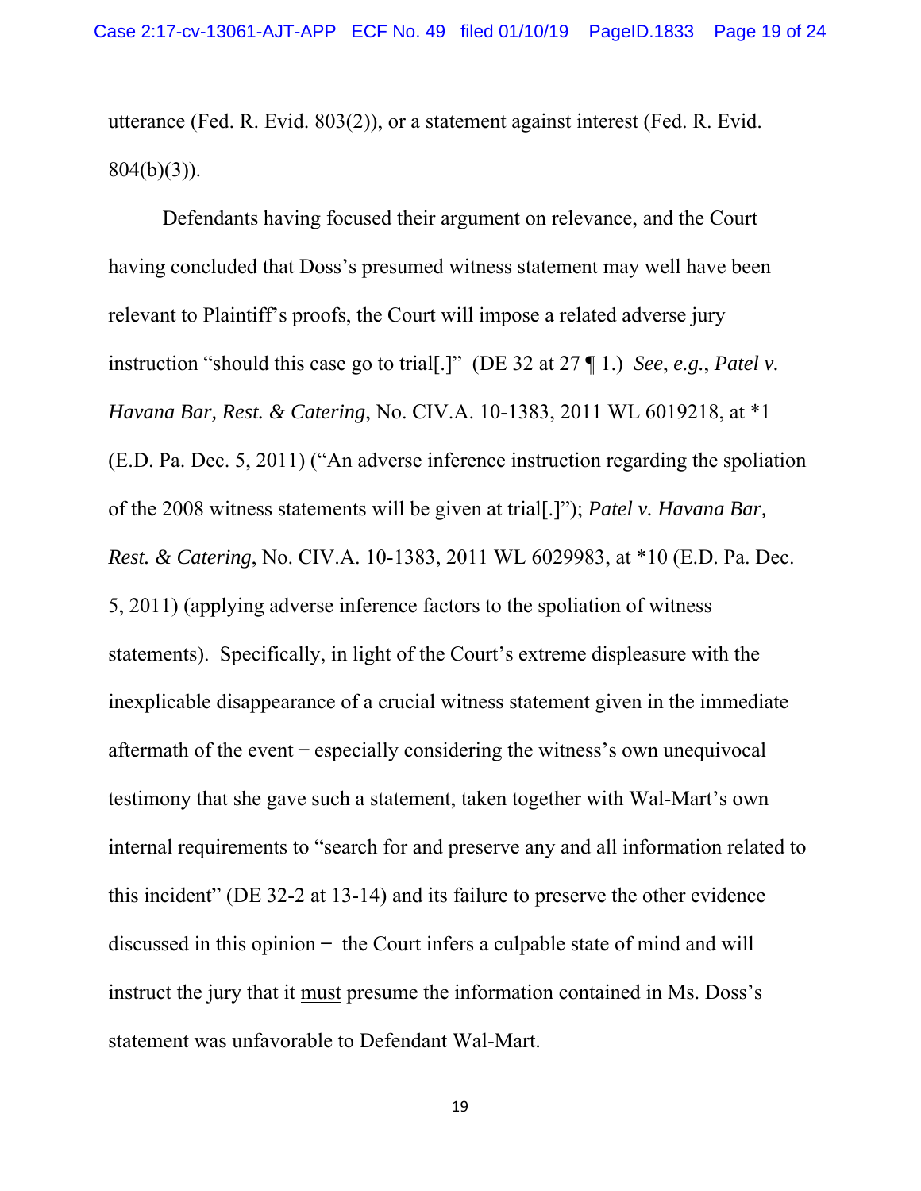utterance (Fed. R. Evid. 803(2)), or a statement against interest (Fed. R. Evid. 804(b)(3)).

Defendants having focused their argument on relevance, and the Court having concluded that Doss's presumed witness statement may well have been relevant to Plaintiff's proofs, the Court will impose a related adverse jury instruction "should this case go to trial[.]" (DE 32 at 27 ¶ 1.) *See*, *e.g.*, *Patel v. Havana Bar, Rest. & Catering*, No. CIV.A. 10-1383, 2011 WL 6019218, at *1 (E.D. Pa. Dec. 5, 2011) ("An adverse inference instruction regarding the spoliation of the 2008 witness statements will be given at trial[.]"); *Patel v. Havana Bar, Rest. & Catering*, No. CIV.A. 10-1383, 2011 WL 6029983, at *10 (E.D. Pa. Dec. 5, 2011) (applying adverse inference factors to the spoliation of witness statements). Specifically, in light of the Court's extreme displeasure with the inexplicable disappearance of a crucial witness statement given in the immediate aftermath of the event − especially considering the witness's own unequivocal testimony that she gave such a statement, taken together with Wal-Mart's own internal requirements to "search for and preserve any and all information related to this incident" (DE 32-2 at 13-14) and its failure to preserve the other evidence discussed in this opinion − the Court infers a culpable state of mind and will instruct the jury that it <u>must</u> presume the information contained in Ms. Doss's statement was unfavorable to Defendant Wal-Mart.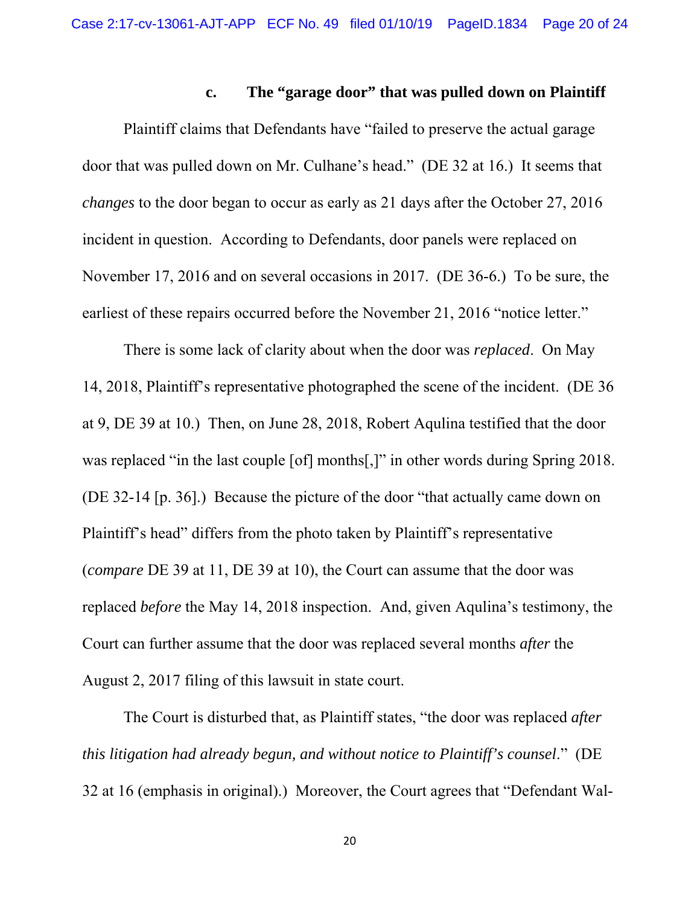### c. The "garage door" that was pulled down on Plaintiff

Plaintiff claims that Defendants have "failed to preserve the actual garage door that was pulled down on Mr. Culhane's head." (DE 32 at 16.) It seems that *changes* to the door began to occur as early as 21 days after the October 27, 2016 incident in question. According to Defendants, door panels were replaced on November 17, 2016 and on several occasions in 2017. (DE 36-6.) To be sure, the earliest of these repairs occurred before the November 21, 2016 "notice letter."

There is some lack of clarity about when the door was *replaced*. On May 14, 2018, Plaintiff's representative photographed the scene of the incident. (DE 36 at 9, DE 39 at 10.) Then, on June 28, 2018, Robert Aqulina testified that the door was replaced "in the last couple [of] months[,]" in other words during Spring 2018. (DE 32-14 [p. 36].) Because the picture of the door "that actually came down on Plaintiff's head" differs from the photo taken by Plaintiff's representative (*compare* DE 39 at 11, DE 39 at 10), the Court can assume that the door was replaced *before* the May 14, 2018 inspection. And, given Aqulina's testimony, the Court can further assume that the door was replaced several months *after* the August 2, 2017 filing of this lawsuit in state court.

The Court is disturbed that, as Plaintiff states, "the door was replaced *after this litigation had already begun, and without notice to Plaintiff's counsel*." (DE 32 at 16 (emphasis in original).) Moreover, the Court agrees that "Defendant Wal-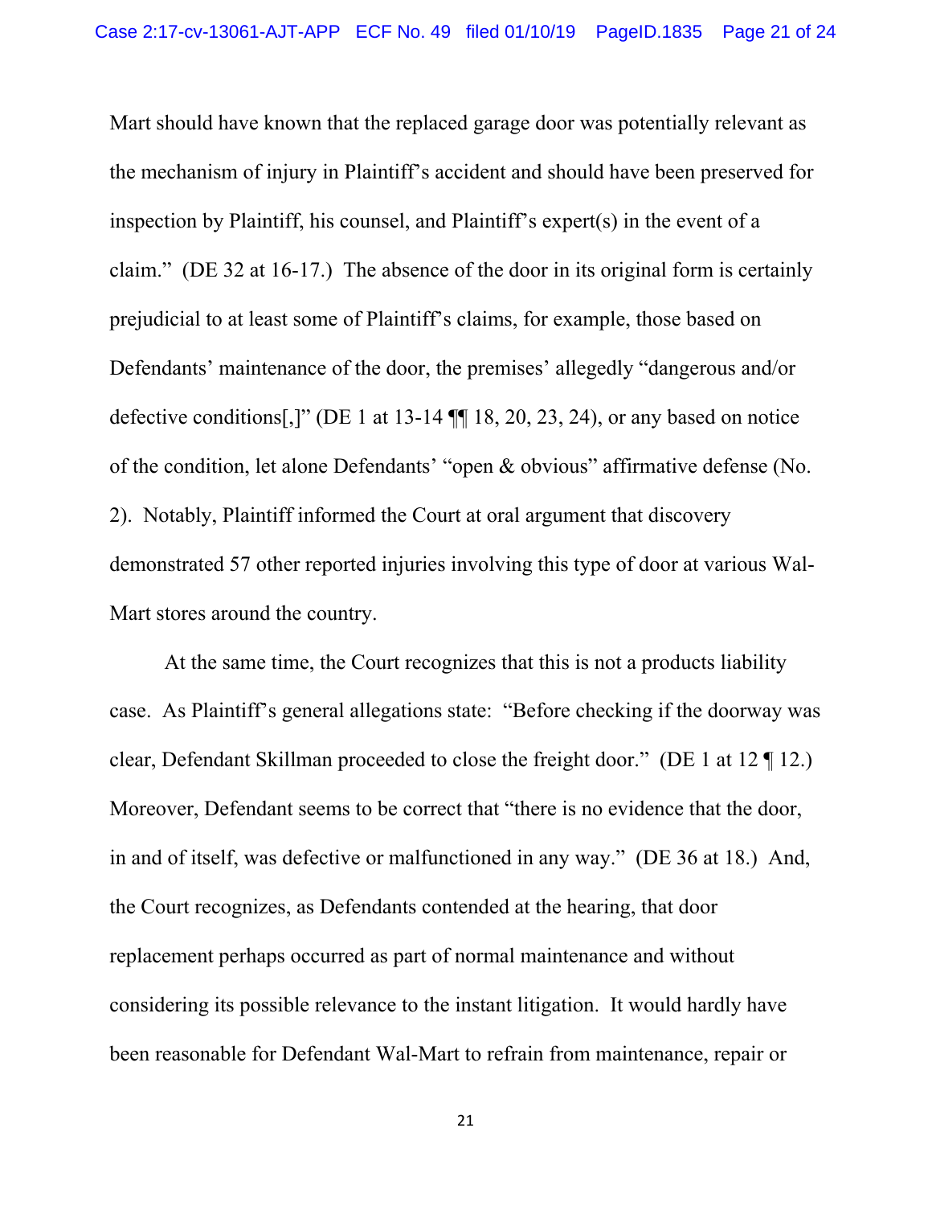Mart should have known that the replaced garage door was potentially relevant as the mechanism of injury in Plaintiff's accident and should have been preserved for inspection by Plaintiff, his counsel, and Plaintiff's expert(s) in the event of a claim." (DE 32 at 16-17.) The absence of the door in its original form is certainly prejudicial to at least some of Plaintiff's claims, for example, those based on Defendants' maintenance of the door, the premises' allegedly "dangerous and/or defective conditions[,]" (DE 1 at 13-14 ¶¶ 18, 20, 23, 24), or any based on notice of the condition, let alone Defendants' "open & obvious" affirmative defense (No. 2). Notably, Plaintiff informed the Court at oral argument that discovery demonstrated 57 other reported injuries involving this type of door at various Wal-Mart stores around the country.

At the same time, the Court recognizes that this is not a products liability case. As Plaintiff's general allegations state: "Before checking if the doorway was clear, Defendant Skillman proceeded to close the freight door." (DE 1 at 12 ¶ 12.) Moreover, Defendant seems to be correct that "there is no evidence that the door, in and of itself, was defective or malfunctioned in any way." (DE 36 at 18.) And, the Court recognizes, as Defendants contended at the hearing, that door replacement perhaps occurred as part of normal maintenance and without considering its possible relevance to the instant litigation. It would hardly have been reasonable for Defendant Wal-Mart to refrain from maintenance, repair or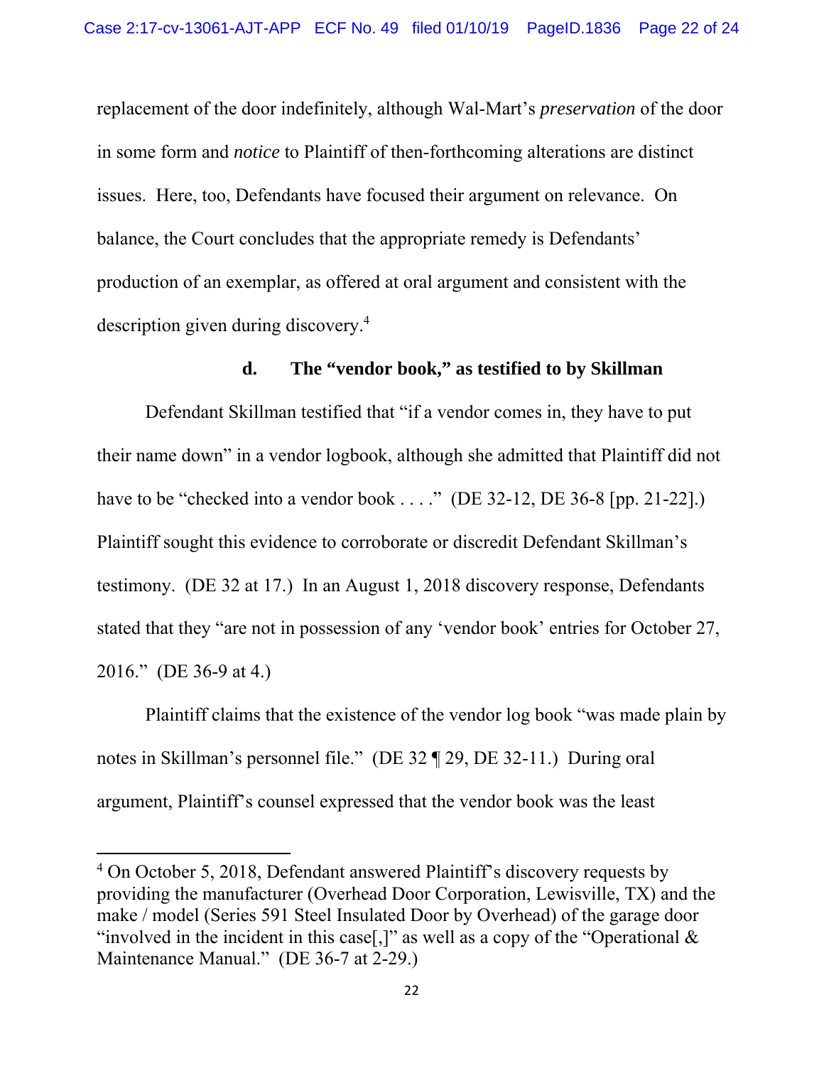replacement of the door indefinitely, although Wal-Mart's *preservation* of the door in some form and *notice* to Plaintiff of then-forthcoming alterations are distinct issues. Here, too, Defendants have focused their argument on relevance. On balance, the Court concludes that the appropriate remedy is Defendants' production of an exemplar, as offered at oral argument and consistent with the description given during discovery.[4]

**d. The "vendor book," as testified to by Skillman**

Defendant Skillman testified that "if a vendor comes in, they have to put their name down" in a vendor logbook, although she admitted that Plaintiff did not have to be "checked into a vendor book . . . ." (DE 32-12, DE 36-8 [pp. 21-22].) Plaintiff sought this evidence to corroborate or discredit Defendant Skillman's testimony. (DE 32 at 17.) In an August 1, 2018 discovery response, Defendants stated that they "are not in possession of any 'vendor book' entries for October 27, 2016." (DE 36-9 at 4.)

Plaintiff claims that the existence of the vendor log book "was made plain by notes in Skillman's personnel file." (DE 32 ¶ 29, DE 32-11.) During oral argument, Plaintiff's counsel expressed that the vendor book was the least

---

[4] On October 5, 2018, Defendant answered Plaintiff's discovery requests by providing the manufacturer (Overhead Door Corporation, Lewisville, TX) and the make / model (Series 591 Steel Insulated Door by Overhead) of the garage door "involved in the incident in this case[,]" as well as a copy of the "Operational & Maintenance Manual." (DE 36-7 at 2-29.)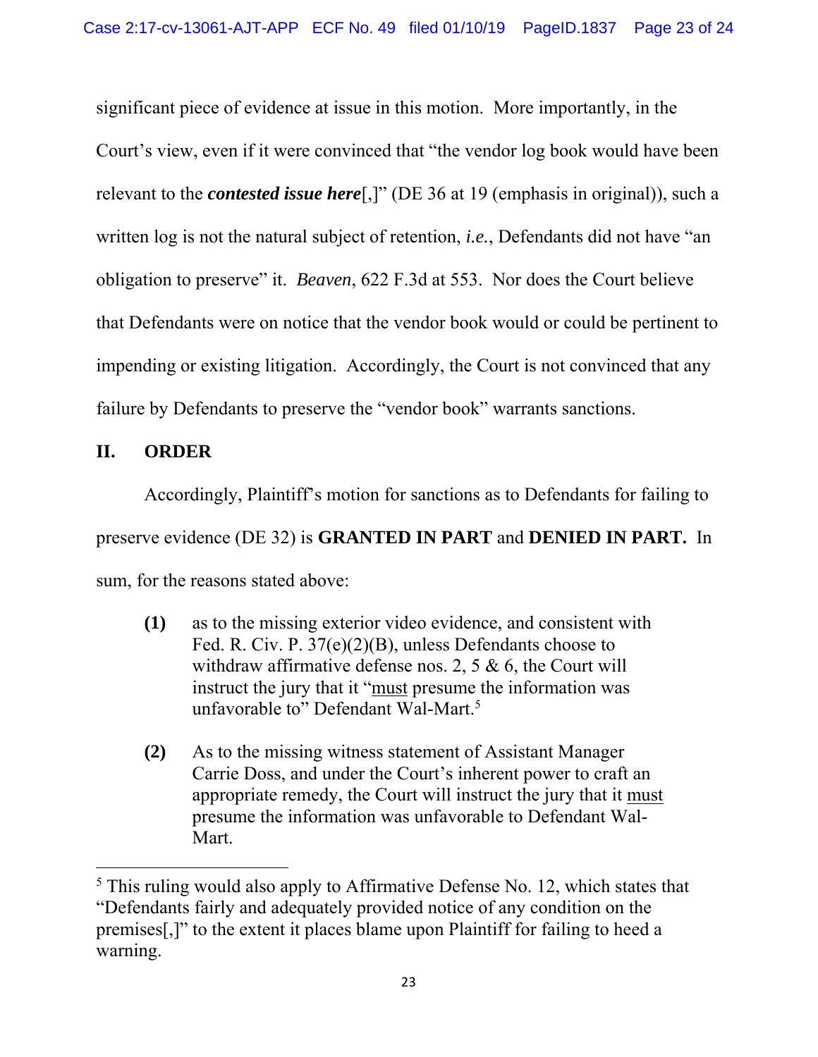significant piece of evidence at issue in this motion. More importantly, in the Court's view, even if it were convinced that "the vendor log book would have been relevant to the ***contested issue here***[,]" (DE 36 at 19 (emphasis in original)), such a written log is not the natural subject of retention, *i.e.*, Defendants did not have "an obligation to preserve" it. *Beaven*, 622 F.3d at 553. Nor does the Court believe that Defendants were on notice that the vendor book would or could be pertinent to impending or existing litigation. Accordingly, the Court is not convinced that any failure by Defendants to preserve the "vendor book" warrants sanctions.

## II. ORDER

Accordingly, Plaintiff's motion for sanctions as to Defendants for failing to preserve evidence (DE 32) is **GRANTED IN PART** and **DENIED IN PART.** In sum, for the reasons stated above:

**(1)** as to the missing exterior video evidence, and consistent with Fed. R. Civ. P. 37(e)(2)(B), unless Defendants choose to withdraw affirmative defense nos. 2, 5 & 6, the Court will instruct the jury that it "must presume the information was unfavorable to" Defendant Wal-Mart.[5]

**(2)** As to the missing witness statement of Assistant Manager Carrie Doss, and under the Court's inherent power to craft an appropriate remedy, the Court will instruct the jury that it must presume the information was unfavorable to Defendant Wal-Mart.

---

[5] This ruling would also apply to Affirmative Defense No. 12, which states that "Defendants fairly and adequately provided notice of any condition on the premises[,]" to the extent it places blame upon Plaintiff for failing to heed a warning.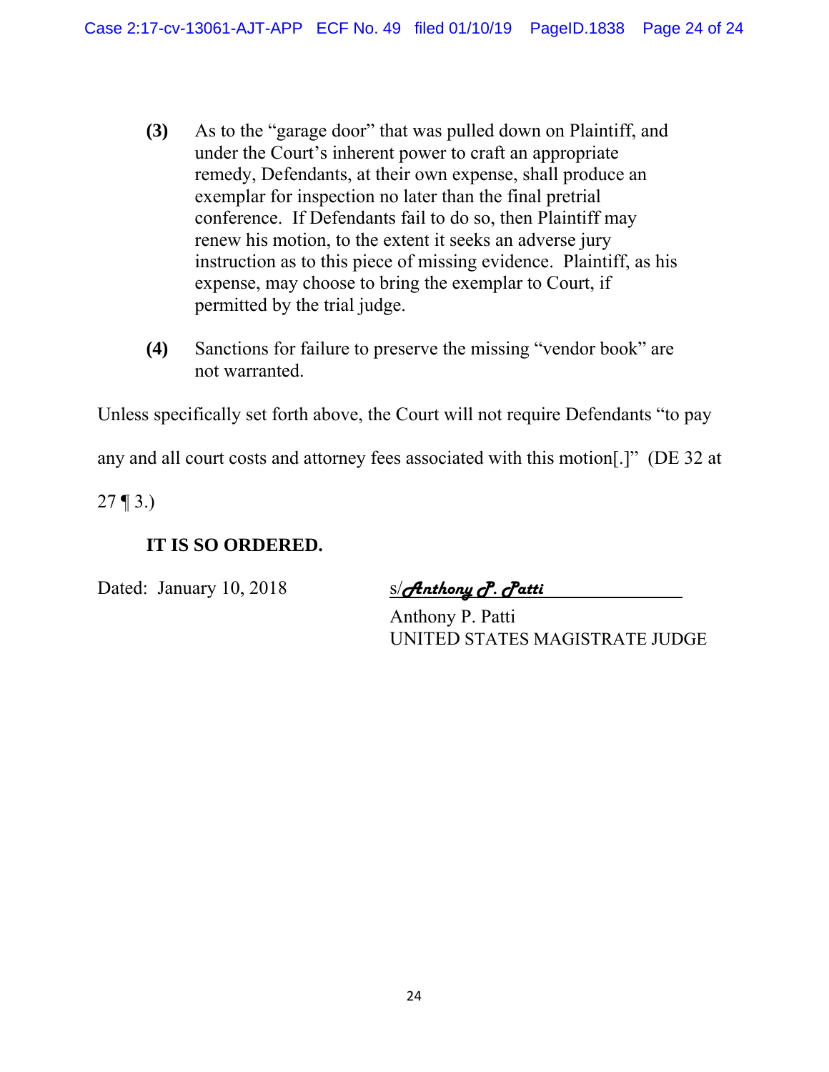**(3)** As to the "garage door" that was pulled down on Plaintiff, and under the Court's inherent power to craft an appropriate remedy, Defendants, at their own expense, shall produce an exemplar for inspection no later than the final pretrial conference. If Defendants fail to do so, then Plaintiff may renew his motion, to the extent it seeks an adverse jury instruction as to this piece of missing evidence. Plaintiff, as his expense, may choose to bring the exemplar to Court, if permitted by the trial judge.

**(4)** Sanctions for failure to preserve the missing "vendor book" are not warranted.

Unless specifically set forth above, the Court will not require Defendants "to pay any and all court costs and attorney fees associated with this motion[.]" (DE 32 at 27 ¶ 3.)

**IT IS SO ORDERED.**

Dated: January 10, 2018

s/*Anthony P. Patti*
Anthony P. Patti
UNITED STATES MAGISTRATE JUDGE